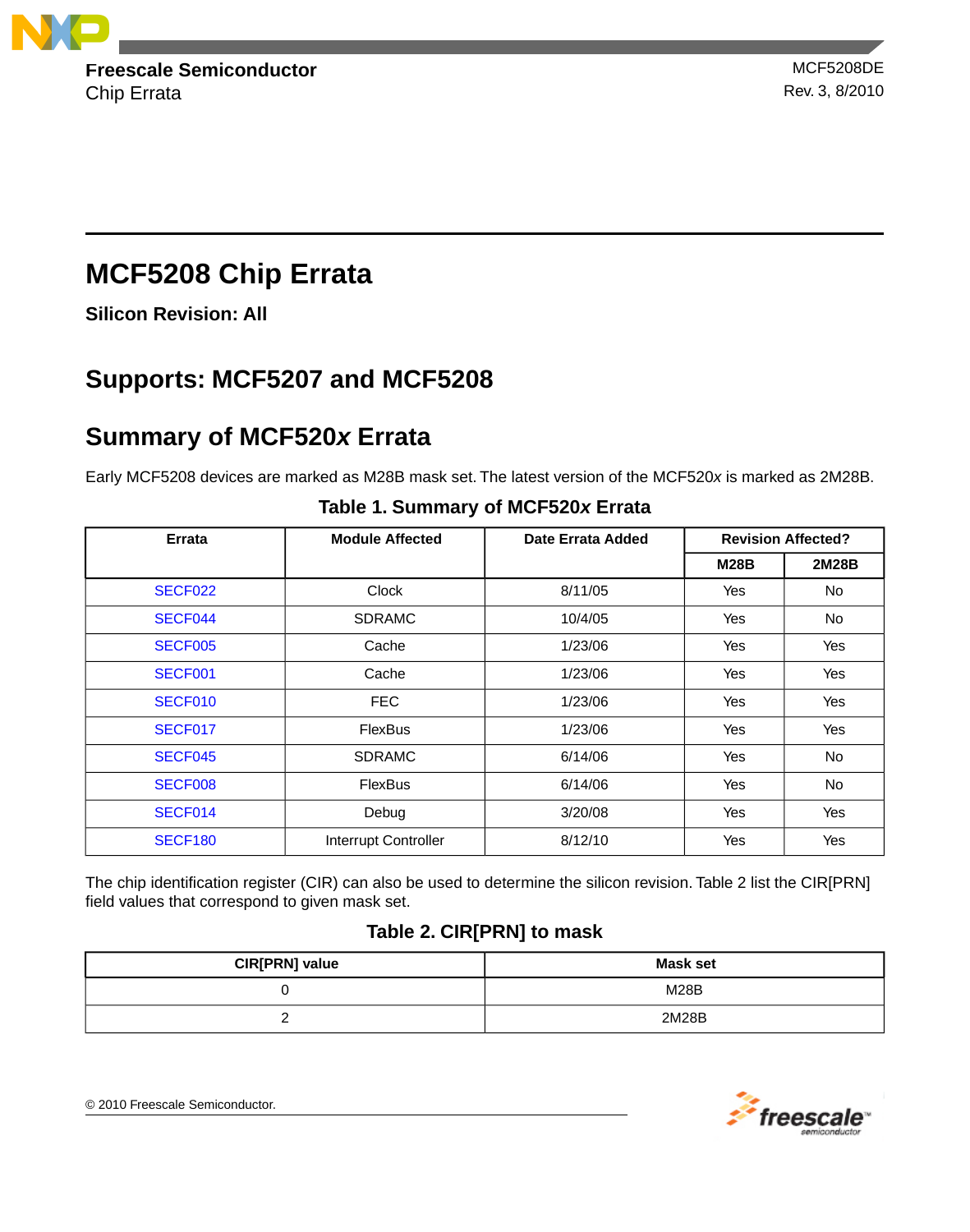Freescale Semiconductor
Chip Errata

MCF5208DE
Rev. 3, 8/2010

# MCF5208 Chip Errata

**Silicon Revision: All**

## Supports: MCF5207 and MCF5208

## Summary of MCF520*x* Errata

Early MCF5208 devices are marked as M28B mask set. The latest version of the MCF520*x* is marked as 2M28B.

**Table 1. Summary of MCF520*x* Errata**

| Errata | Module Affected | Date Errata Added | Revision Affected? | |
|---|---|---|---|---|
| | | | M28B | 2M28B |
| SECF022 | Clock | 8/11/05 | Yes | No |
| SECF044 | SDRAMC | 10/4/05 | Yes | No |
| SECF005 | Cache | 1/23/06 | Yes | Yes |
| SECF001 | Cache | 1/23/06 | Yes | Yes |
| SECF010 | FEC | 1/23/06 | Yes | Yes |
| SECF017 | FlexBus | 1/23/06 | Yes | Yes |
| SECF045 | SDRAMC | 6/14/06 | Yes | No |
| SECF008 | FlexBus | 6/14/06 | Yes | No |
| SECF014 | Debug | 3/20/08 | Yes | Yes |
| SECF180 | Interrupt Controller | 8/12/10 | Yes | Yes |

The chip identification register (CIR) can also be used to determine the silicon revision. Table 2 list the CIR[PRN] field values that correspond to given mask set.

**Table 2. CIR[PRN] to mask**

| CIR[PRN] value | Mask set |
|---|---|
| 0 | M28B |
| 2 | 2M28B |

© 2010 Freescale Semiconductor.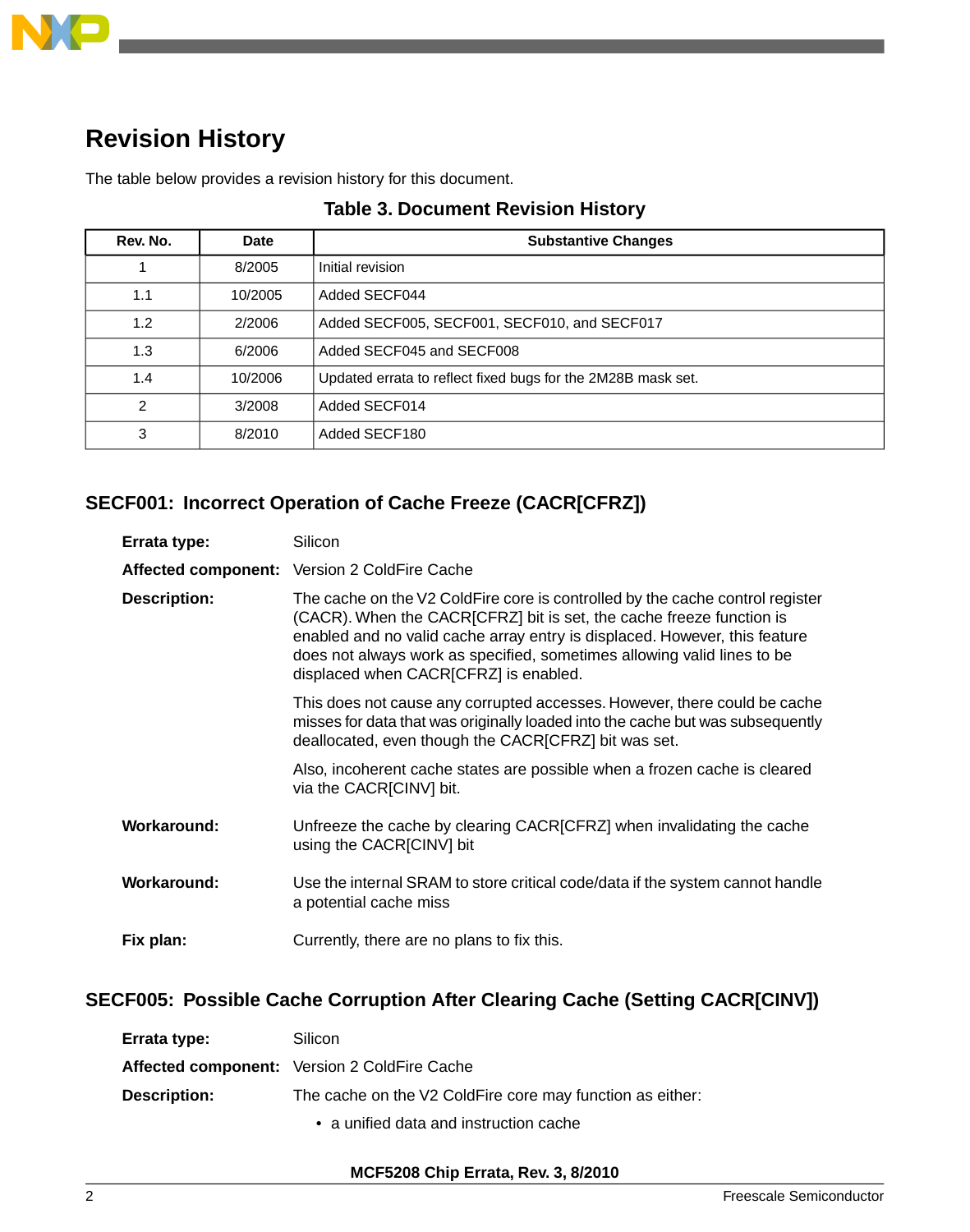## Revision History

The table below provides a revision history for this document.

**Table 3. Document Revision History**

| Rev. No. | Date | Substantive Changes |
|---|---|---|
| 1 | 8/2005 | Initial revision |
| 1.1 | 10/2005 | Added SECF044 |
| 1.2 | 2/2006 | Added SECF005, SECF001, SECF010, and SECF017 |
| 1.3 | 6/2006 | Added SECF045 and SECF008 |
| 1.4 | 10/2006 | Updated errata to reflect fixed bugs for the 2M28B mask set. |
| 2 | 3/2008 | Added SECF014 |
| 3 | 8/2010 | Added SECF180 |

### SECF001: Incorrect Operation of Cache Freeze (CACR[CFRZ])

**Errata type:** Silicon

**Affected component:** Version 2 ColdFire Cache

**Description:** The cache on the V2 ColdFire core is controlled by the cache control register (CACR). When the CACR[CFRZ] bit is set, the cache freeze function is enabled and no valid cache array entry is displaced. However, this feature does not always work as specified, sometimes allowing valid lines to be displaced when CACR[CFRZ] is enabled.

This does not cause any corrupted accesses. However, there could be cache misses for data that was originally loaded into the cache but was subsequently deallocated, even though the CACR[CFRZ] bit was set.

Also, incoherent cache states are possible when a frozen cache is cleared via the CACR[CINV] bit.

**Workaround:** Unfreeze the cache by clearing CACR[CFRZ] when invalidating the cache using the CACR[CINV] bit

**Workaround:** Use the internal SRAM to store critical code/data if the system cannot handle a potential cache miss

**Fix plan:** Currently, there are no plans to fix this.

### SECF005: Possible Cache Corruption After Clearing Cache (Setting CACR[CINV])

**Errata type:** Silicon

**Affected component:** Version 2 ColdFire Cache

**Description:** The cache on the V2 ColdFire core may function as either:

- a unified data and instruction cache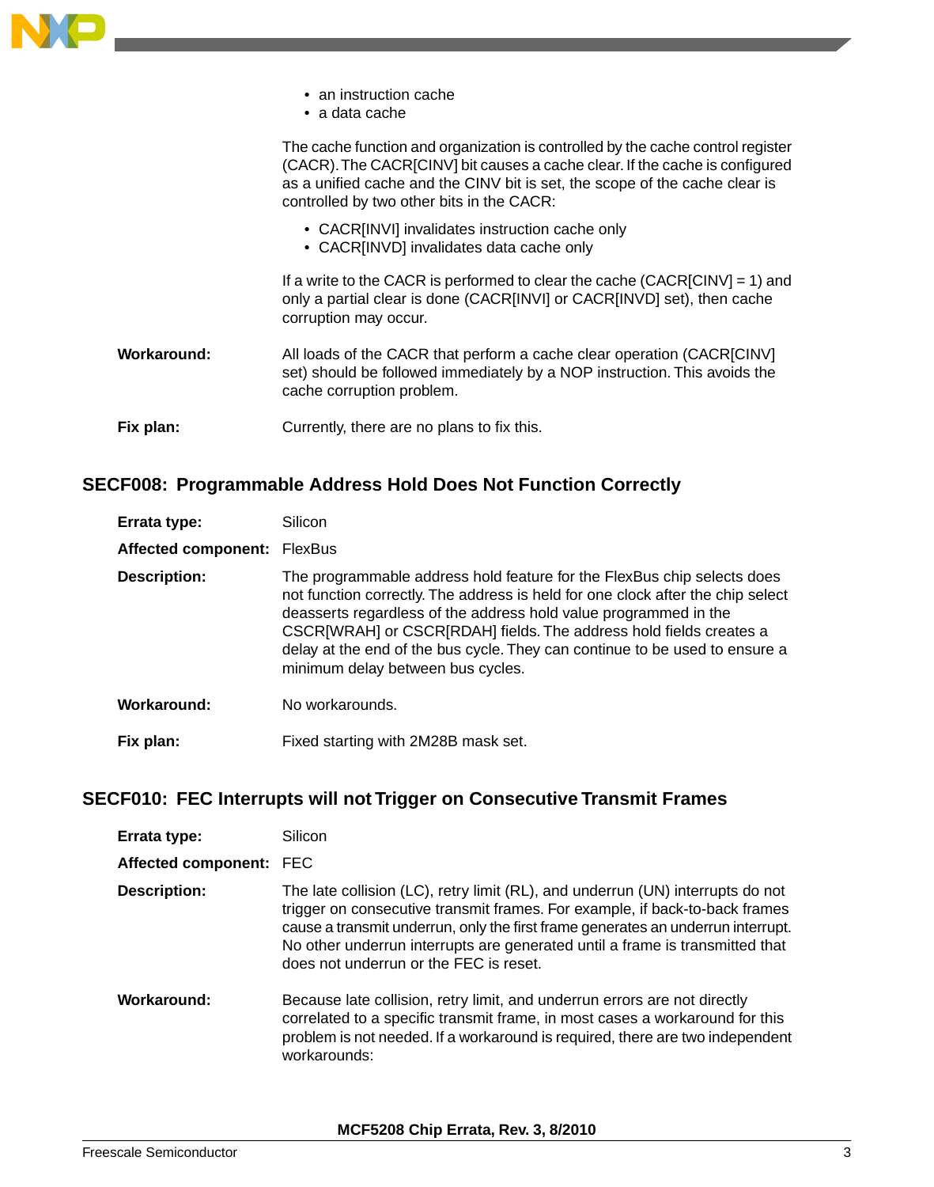- an instruction cache
- a data cache

The cache function and organization is controlled by the cache control register (CACR). The CACR[CINV] bit causes a cache clear. If the cache is configured as a unified cache and the CINV bit is set, the scope of the cache clear is controlled by two other bits in the CACR:

- CACR[INVI] invalidates instruction cache only
- CACR[INVD] invalidates data cache only

If a write to the CACR is performed to clear the cache (CACR[CINV] = 1) and only a partial clear is done (CACR[INVI] or CACR[INVD] set), then cache corruption may occur.

**Workaround:** All loads of the CACR that perform a cache clear operation (CACR[CINV] set) should be followed immediately by a NOP instruction. This avoids the cache corruption problem.

**Fix plan:** Currently, there are no plans to fix this.

## SECF008: Programmable Address Hold Does Not Function Correctly

**Errata type:** Silicon

**Affected component:** FlexBus

**Description:** The programmable address hold feature for the FlexBus chip selects does not function correctly. The address is held for one clock after the chip select deasserts regardless of the address hold value programmed in the CSCR[WRAH] or CSCR[RDAH] fields. The address hold fields creates a delay at the end of the bus cycle. They can continue to be used to ensure a minimum delay between bus cycles.

**Workaround:** No workarounds.

**Fix plan:** Fixed starting with 2M28B mask set.

## SECF010: FEC Interrupts will not Trigger on Consecutive Transmit Frames

**Errata type:** Silicon

**Affected component:** FEC

**Description:** The late collision (LC), retry limit (RL), and underrun (UN) interrupts do not trigger on consecutive transmit frames. For example, if back-to-back frames cause a transmit underrun, only the first frame generates an underrun interrupt. No other underrun interrupts are generated until a frame is transmitted that does not underrun or the FEC is reset.

**Workaround:** Because late collision, retry limit, and underrun errors are not directly correlated to a specific transmit frame, in most cases a workaround for this problem is not needed. If a workaround is required, there are two independent workarounds: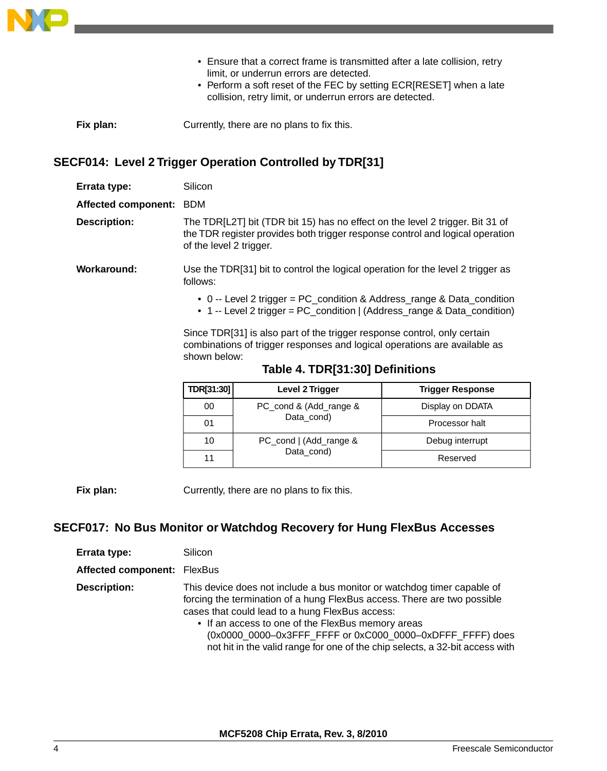- Ensure that a correct frame is transmitted after a late collision, retry limit, or underrun errors are detected.
- Perform a soft reset of the FEC by setting ECR[RESET] when a late collision, retry limit, or underrun errors are detected.

**Fix plan:** Currently, there are no plans to fix this.

## SECF014: Level 2 Trigger Operation Controlled by TDR[31]

**Errata type:** Silicon

**Affected component:** BDM

**Description:** The TDR[L2T] bit (TDR bit 15) has no effect on the level 2 trigger. Bit 31 of the TDR register provides both trigger response control and logical operation of the level 2 trigger.

**Workaround:** Use the TDR[31] bit to control the logical operation for the level 2 trigger as follows:

- 0 -- Level 2 trigger = PC_condition & Address_range & Data_condition
- 1 -- Level 2 trigger = PC_condition | (Address_range & Data_condition)

Since TDR[31] is also part of the trigger response control, only certain combinations of trigger responses and logical operations are available as shown below:

**Table 4. TDR[31:30] Definitions**

| TDR[31:30] | Level 2 Trigger | Trigger Response |
|---|---|---|
| 00 | PC_cond & (Add_range & Data_cond) | Display on DDATA |
| 01 | | Processor halt |
| 10 | PC_cond \| (Add_range & Data_cond) | Debug interrupt |
| 11 | | Reserved |

**Fix plan:** Currently, there are no plans to fix this.

## SECF017: No Bus Monitor or Watchdog Recovery for Hung FlexBus Accesses

**Errata type:** Silicon

**Affected component:** FlexBus

**Description:** This device does not include a bus monitor or watchdog timer capable of forcing the termination of a hung FlexBus access. There are two possible cases that could lead to a hung FlexBus access:

- If an access to one of the FlexBus memory areas (0x0000_0000–0x3FFF_FFFF or 0xC000_0000–0xDFFF_FFFF) does not hit in the valid range for one of the chip selects, a 32-bit access with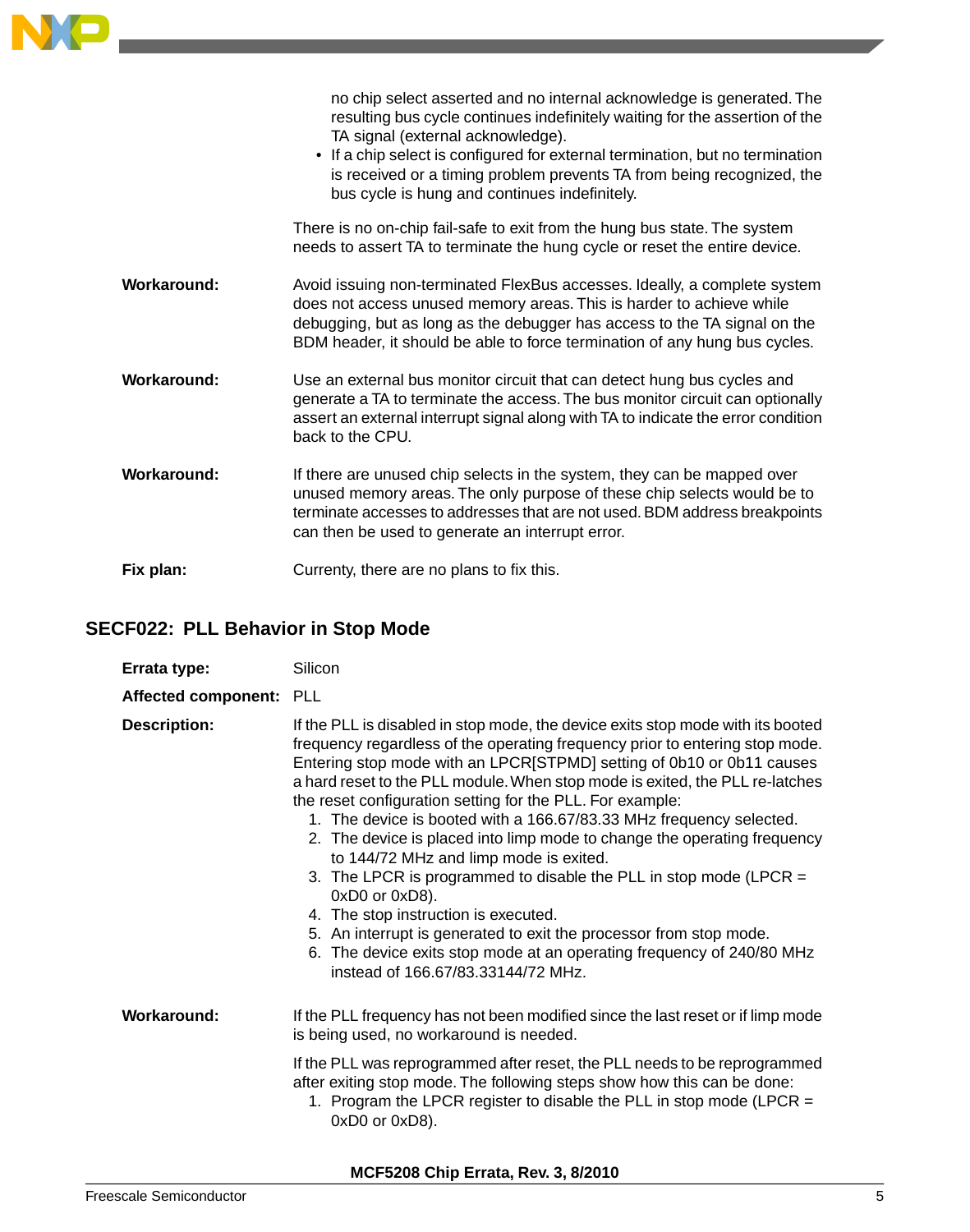no chip select asserted and no internal acknowledge is generated. The resulting bus cycle continues indefinitely waiting for the assertion of the TA signal (external acknowledge).

- If a chip select is configured for external termination, but no termination is received or a timing problem prevents TA from being recognized, the bus cycle is hung and continues indefinitely.

There is no on-chip fail-safe to exit from the hung bus state. The system needs to assert TA to terminate the hung cycle or reset the entire device.

**Workaround:** Avoid issuing non-terminated FlexBus accesses. Ideally, a complete system does not access unused memory areas. This is harder to achieve while debugging, but as long as the debugger has access to the TA signal on the BDM header, it should be able to force termination of any hung bus cycles.

**Workaround:** Use an external bus monitor circuit that can detect hung bus cycles and generate a TA to terminate the access. The bus monitor circuit can optionally assert an external interrupt signal along with TA to indicate the error condition back to the CPU.

**Workaround:** If there are unused chip selects in the system, they can be mapped over unused memory areas. The only purpose of these chip selects would be to terminate accesses to addresses that are not used. BDM address breakpoints can then be used to generate an interrupt error.

**Fix plan:** Currenty, there are no plans to fix this.

## SECF022: PLL Behavior in Stop Mode

**Errata type:** Silicon

**Affected component:** PLL

**Description:** If the PLL is disabled in stop mode, the device exits stop mode with its booted frequency regardless of the operating frequency prior to entering stop mode. Entering stop mode with an LPCR[STPMD] setting of 0b10 or 0b11 causes a hard reset to the PLL module. When stop mode is exited, the PLL re-latches the reset configuration setting for the PLL. For example:

1. The device is booted with a 166.67/83.33 MHz frequency selected.
2. The device is placed into limp mode to change the operating frequency to 144/72 MHz and limp mode is exited.
3. The LPCR is programmed to disable the PLL in stop mode (LPCR = 0xD0 or 0xD8).
4. The stop instruction is executed.
5. An interrupt is generated to exit the processor from stop mode.
6. The device exits stop mode at an operating frequency of 240/80 MHz instead of 166.67/83.33144/72 MHz.

**Workaround:** If the PLL frequency has not been modified since the last reset or if limp mode is being used, no workaround is needed.

If the PLL was reprogrammed after reset, the PLL needs to be reprogrammed after exiting stop mode. The following steps show how this can be done:

1. Program the LPCR register to disable the PLL in stop mode (LPCR = 0xD0 or 0xD8).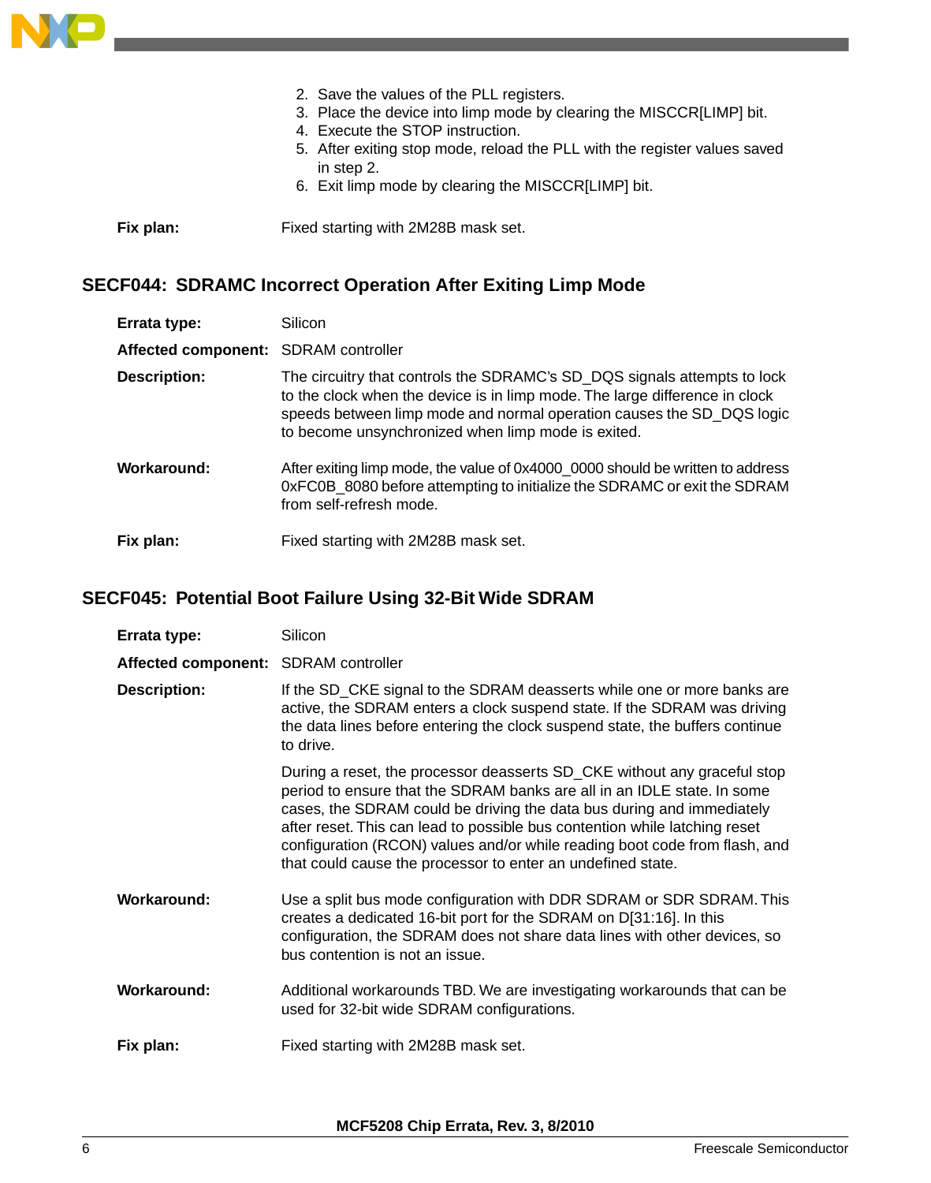2. Save the values of the PLL registers.
3. Place the device into limp mode by clearing the MISCCR[LIMP] bit.
4. Execute the STOP instruction.
5. After exiting stop mode, reload the PLL with the register values saved in step 2.
6. Exit limp mode by clearing the MISCCR[LIMP] bit.

**Fix plan:** Fixed starting with 2M28B mask set.

## SECF044: SDRAMC Incorrect Operation After Exiting Limp Mode

**Errata type:** Silicon

**Affected component:** SDRAM controller

**Description:** The circuitry that controls the SDRAMC's SD_DQS signals attempts to lock to the clock when the device is in limp mode. The large difference in clock speeds between limp mode and normal operation causes the SD_DQS logic to become unsynchronized when limp mode is exited.

**Workaround:** After exiting limp mode, the value of 0x4000_0000 should be written to address 0xFC0B_8080 before attempting to initialize the SDRAMC or exit the SDRAM from self-refresh mode.

**Fix plan:** Fixed starting with 2M28B mask set.

## SECF045: Potential Boot Failure Using 32-Bit Wide SDRAM

**Errata type:** Silicon

**Affected component:** SDRAM controller

**Description:** If the SD_CKE signal to the SDRAM deasserts while one or more banks are active, the SDRAM enters a clock suspend state. If the SDRAM was driving the data lines before entering the clock suspend state, the buffers continue to drive.

During a reset, the processor deasserts SD_CKE without any graceful stop period to ensure that the SDRAM banks are all in an IDLE state. In some cases, the SDRAM could be driving the data bus during and immediately after reset. This can lead to possible bus contention while latching reset configuration (RCON) values and/or while reading boot code from flash, and that could cause the processor to enter an undefined state.

**Workaround:** Use a split bus mode configuration with DDR SDRAM or SDR SDRAM. This creates a dedicated 16-bit port for the SDRAM on D[31:16]. In this configuration, the SDRAM does not share data lines with other devices, so bus contention is not an issue.

**Workaround:** Additional workarounds TBD. We are investigating workarounds that can be used for 32-bit wide SDRAM configurations.

**Fix plan:** Fixed starting with 2M28B mask set.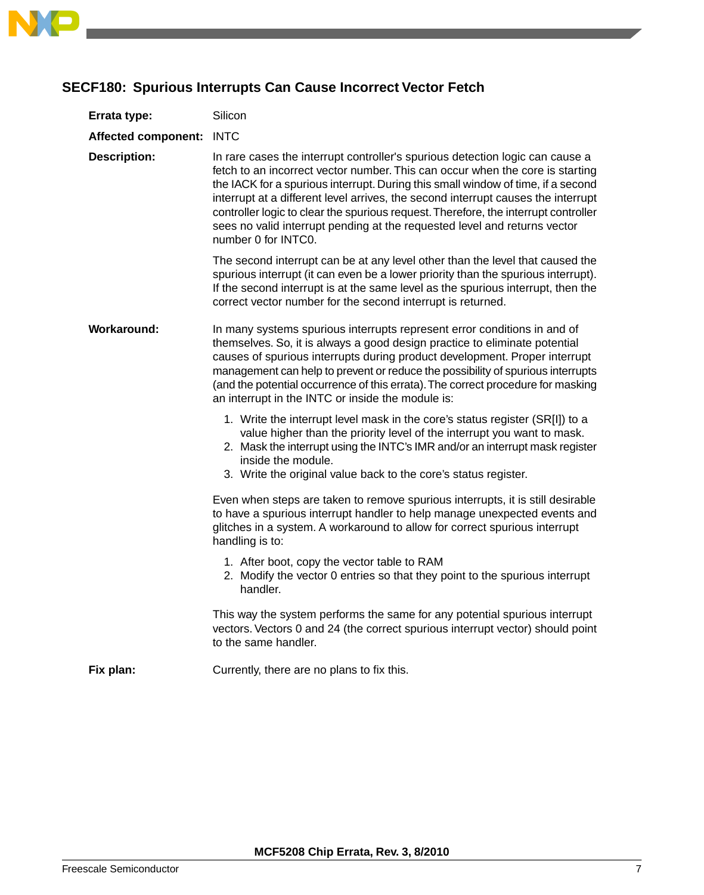## SECF180: Spurious Interrupts Can Cause Incorrect Vector Fetch

**Errata type:** Silicon

**Affected component:** INTC

**Description:** In rare cases the interrupt controller's spurious detection logic can cause a fetch to an incorrect vector number. This can occur when the core is starting the IACK for a spurious interrupt. During this small window of time, if a second interrupt at a different level arrives, the second interrupt causes the interrupt controller logic to clear the spurious request. Therefore, the interrupt controller sees no valid interrupt pending at the requested level and returns vector number 0 for INTC0.

The second interrupt can be at any level other than the level that caused the spurious interrupt (it can even be a lower priority than the spurious interrupt). If the second interrupt is at the same level as the spurious interrupt, then the correct vector number for the second interrupt is returned.

**Workaround:** In many systems spurious interrupts represent error conditions in and of themselves. So, it is always a good design practice to eliminate potential causes of spurious interrupts during product development. Proper interrupt management can help to prevent or reduce the possibility of spurious interrupts (and the potential occurrence of this errata). The correct procedure for masking an interrupt in the INTC or inside the module is:

1. Write the interrupt level mask in the core's status register (SR[I]) to a value higher than the priority level of the interrupt you want to mask.
2. Mask the interrupt using the INTC's IMR and/or an interrupt mask register inside the module.
3. Write the original value back to the core's status register.

Even when steps are taken to remove spurious interrupts, it is still desirable to have a spurious interrupt handler to help manage unexpected events and glitches in a system. A workaround to allow for correct spurious interrupt handling is to:

1. After boot, copy the vector table to RAM
2. Modify the vector 0 entries so that they point to the spurious interrupt handler.

This way the system performs the same for any potential spurious interrupt vectors. Vectors 0 and 24 (the correct spurious interrupt vector) should point to the same handler.

**Fix plan:** Currently, there are no plans to fix this.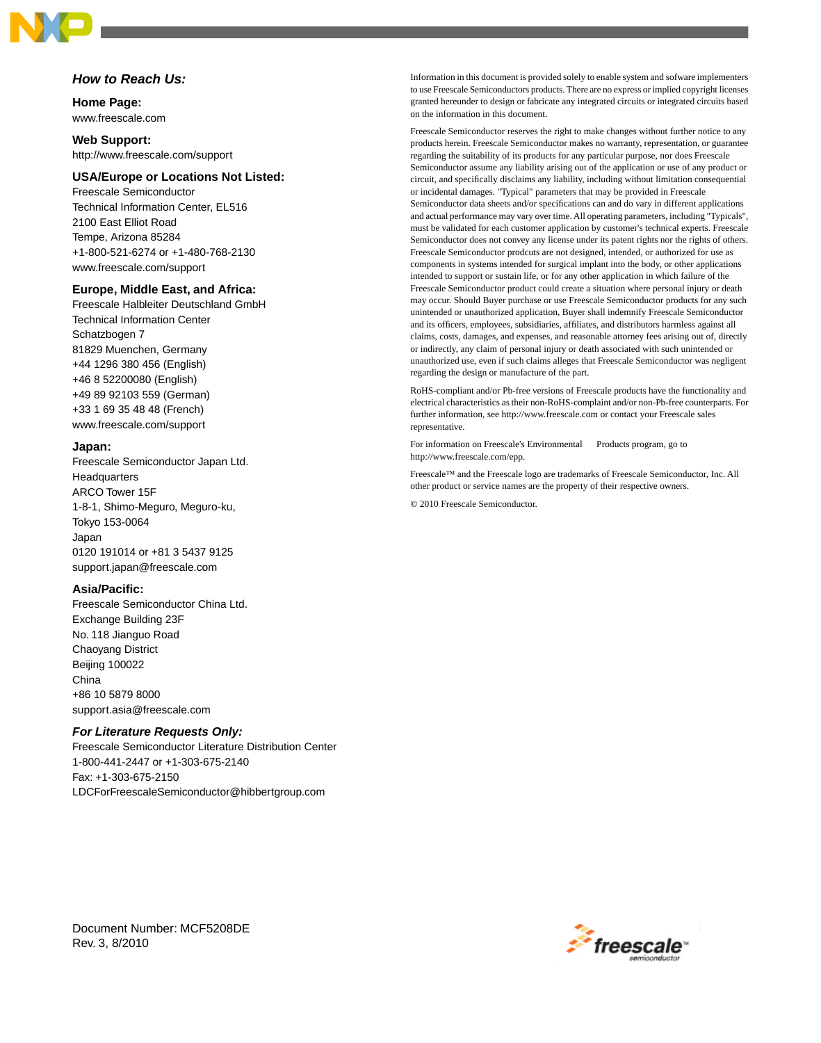***How to Reach Us:***

**Home Page:**
www.freescale.com

**Web Support:**
http://www.freescale.com/support

**USA/Europe or Locations Not Listed:**
Freescale Semiconductor
Technical Information Center, EL516
2100 East Elliot Road
Tempe, Arizona 85284
+1-800-521-6274 or +1-480-768-2130
www.freescale.com/support

**Europe, Middle East, and Africa:**
Freescale Halbleiter Deutschland GmbH
Technical Information Center
Schatzbogen 7
81829 Muenchen, Germany
+44 1296 380 456 (English)
+46 8 52200080 (English)
+49 89 92103 559 (German)
+33 1 69 35 48 48 (French)
www.freescale.com/support

**Japan:**
Freescale Semiconductor Japan Ltd.
Headquarters
ARCO Tower 15F
1-8-1, Shimo-Meguro, Meguro-ku,
Tokyo 153-0064
Japan
0120 191014 or +81 3 5437 9125
support.japan@freescale.com

**Asia/Pacific:**
Freescale Semiconductor China Ltd.
Exchange Building 23F
No. 118 Jianguo Road
Chaoyang District
Beijing 100022
China
+86 10 5879 8000
support.asia@freescale.com

***For Literature Requests Only:***
Freescale Semiconductor Literature Distribution Center
1-800-441-2447 or +1-303-675-2140
Fax: +1-303-675-2150
LDCForFreescaleSemiconductor@hibbertgroup.com

Information in this document is provided solely to enable system and sofware implementers to use Freescale Semiconductors products. There are no express or implied copyright licenses granted hereunder to design or fabricate any integrated circuits or integrated circuits based on the information in this document.

Freescale Semiconductor reserves the right to make changes without further notice to any products herein. Freescale Semiconductor makes no warranty, representation, or guarantee regarding the suitability of its products for any particular purpose, nor does Freescale Semiconductor assume any liability arising out of the application or use of any product or circuit, and specifically disclaims any liability, including without limitation consequential or incidental damages. "Typical" parameters that may be provided in Freescale Semiconductor data sheets and/or specifications can and do vary in different applications and actual performance may vary over time. All operating parameters, including "Typicals", must be validated for each customer application by customer's technical experts. Freescale Semiconductor does not convey any license under its patent rights nor the rights of others. Freescale Semiconductor prodcuts are not designed, intended, or authorized for use as components in systems intended for surgical implant into the body, or other applications intended to support or sustain life, or for any other application in which failure of the Freescale Semiconductor product could create a situation where personal injury or death may occur. Should Buyer purchase or use Freescale Semiconductor products for any such unintended or unauthorized application, Buyer shall indemnify Freescale Semiconductor and its officers, employees, subsidiaries, affiliates, and distributors harmless against all claims, costs, damages, and expenses, and reasonable attorney fees arising out of, directly or indirectly, any claim of personal injury or death associated with such unintended or unauthorized use, even if such claims alleges that Freescale Semiconductor was negligent regarding the design or manufacture of the part.

RoHS-compliant and/or Pb-free versions of Freescale products have the functionality and electrical characteristics as their non-RoHS-complaint and/or non-Pb-free counterparts. For further information, see http://www.freescale.com or contact your Freescale sales representative.

For information on Freescale's Environmental Products program, go to http://www.freescale.com/epp.

Freescale™ and the Freescale logo are trademarks of Freescale Semiconductor, Inc. All other product or service names are the property of their respective owners.

© 2010 Freescale Semiconductor.

Document Number: MCF5208DE
Rev. 3, 8/2010